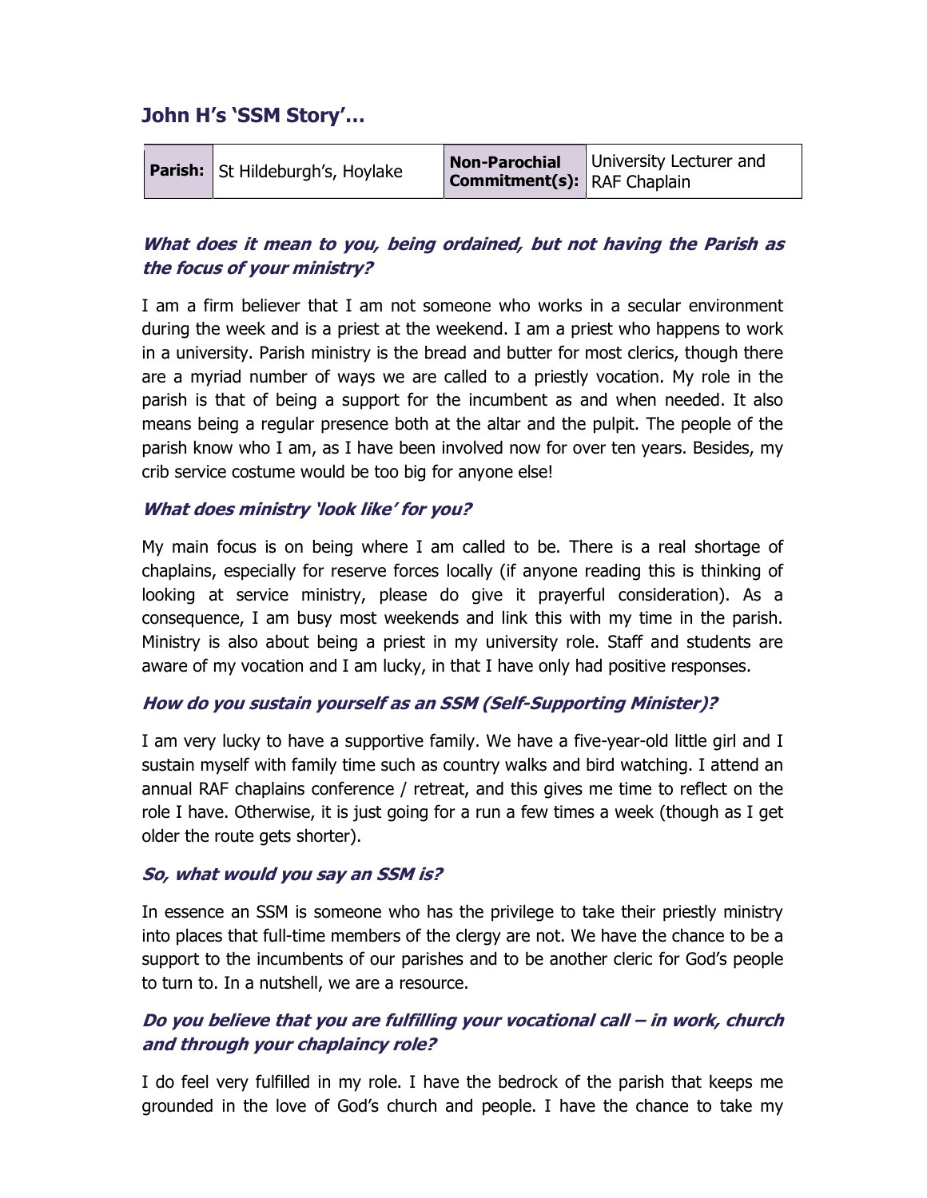## John H's 'SSM Story'…

| **Parish:** | St Hildeburgh's, Hoylake | **Non-Parochial Commitment(s):** | University Lecturer and RAF Chaplain |
|---|---|---|---|

### *What does it mean to you, being ordained, but not having the Parish as the focus of your ministry?*

I am a firm believer that I am not someone who works in a secular environment during the week and is a priest at the weekend. I am a priest who happens to work in a university. Parish ministry is the bread and butter for most clerics, though there are a myriad number of ways we are called to a priestly vocation. My role in the parish is that of being a support for the incumbent as and when needed. It also means being a regular presence both at the altar and the pulpit. The people of the parish know who I am, as I have been involved now for over ten years. Besides, my crib service costume would be too big for anyone else!

### *What does ministry 'look like' for you?*

My main focus is on being where I am called to be. There is a real shortage of chaplains, especially for reserve forces locally (if anyone reading this is thinking of looking at service ministry, please do give it prayerful consideration). As a consequence, I am busy most weekends and link this with my time in the parish. Ministry is also about being a priest in my university role. Staff and students are aware of my vocation and I am lucky, in that I have only had positive responses.

### *How do you sustain yourself as an SSM (Self-Supporting Minister)?*

I am very lucky to have a supportive family. We have a five-year-old little girl and I sustain myself with family time such as country walks and bird watching. I attend an annual RAF chaplains conference / retreat, and this gives me time to reflect on the role I have. Otherwise, it is just going for a run a few times a week (though as I get older the route gets shorter).

### *So, what would you say an SSM is?*

In essence an SSM is someone who has the privilege to take their priestly ministry into places that full-time members of the clergy are not. We have the chance to be a support to the incumbents of our parishes and to be another cleric for God's people to turn to. In a nutshell, we are a resource.

### *Do you believe that you are fulfilling your vocational call – in work, church and through your chaplaincy role?*

I do feel very fulfilled in my role. I have the bedrock of the parish that keeps me grounded in the love of God's church and people. I have the chance to take my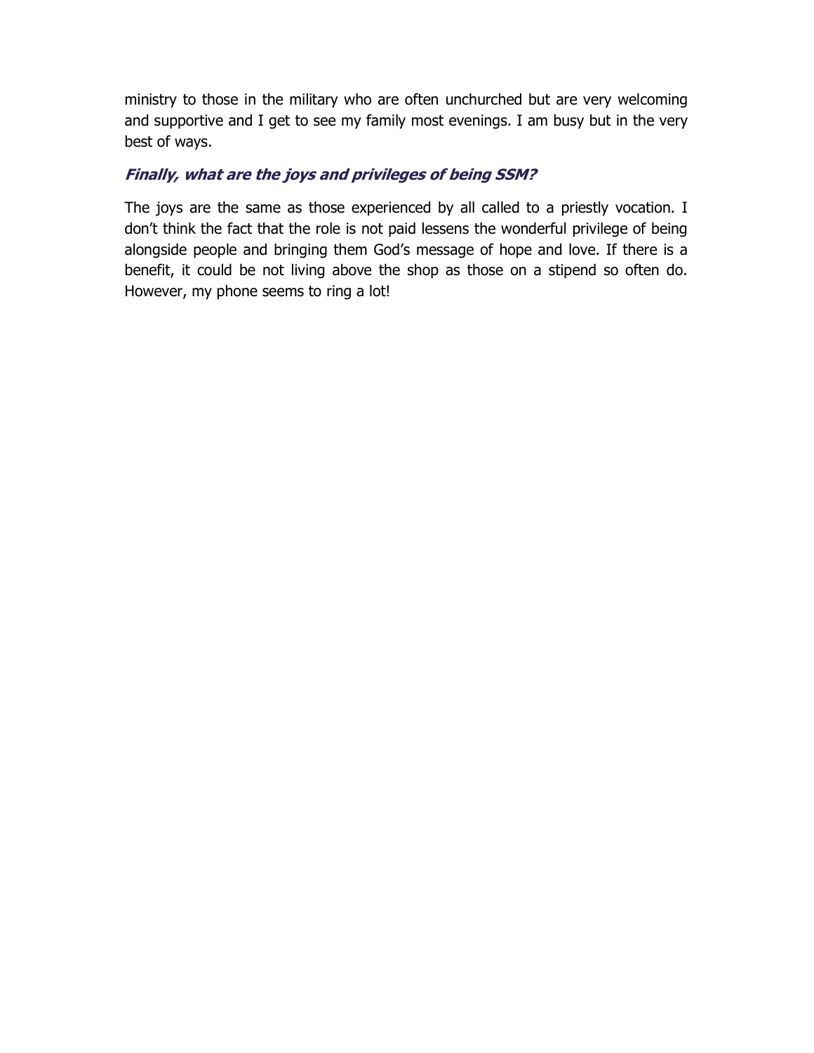ministry to those in the military who are often unchurched but are very welcoming and supportive and I get to see my family most evenings. I am busy but in the very best of ways.

### ***Finally, what are the joys and privileges of being SSM?***

The joys are the same as those experienced by all called to a priestly vocation. I don't think the fact that the role is not paid lessens the wonderful privilege of being alongside people and bringing them God's message of hope and love. If there is a benefit, it could be not living above the shop as those on a stipend so often do. However, my phone seems to ring a lot!